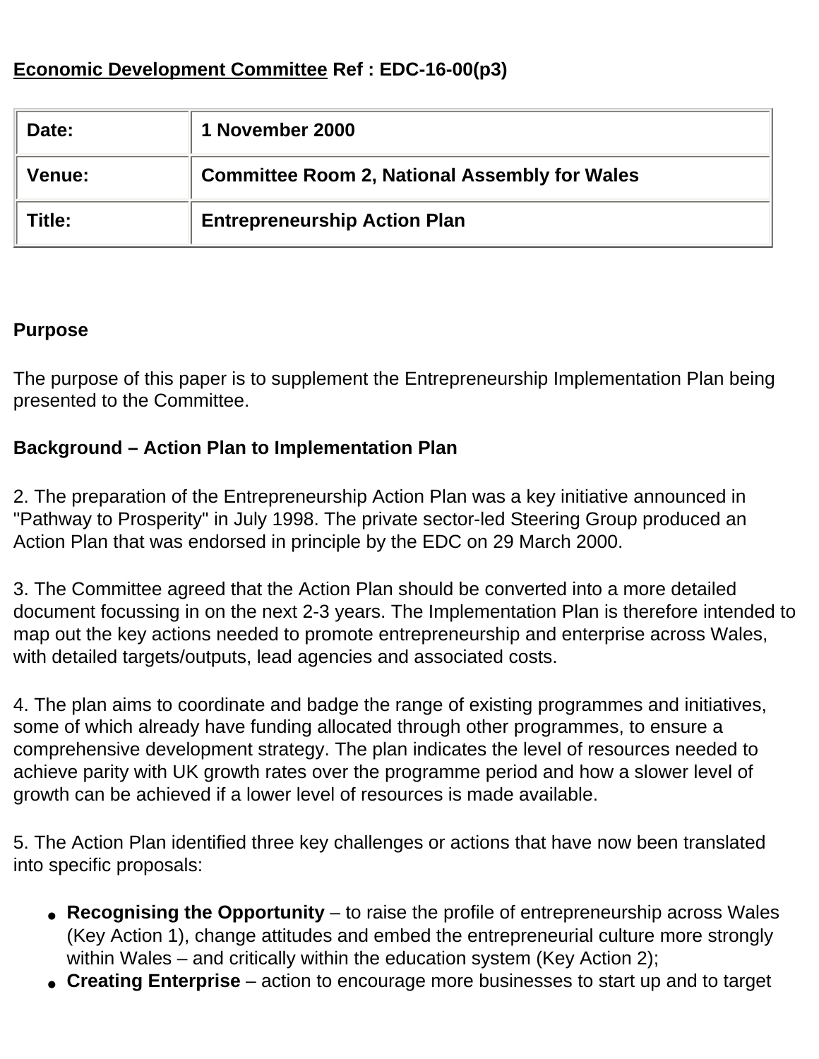**<u>Economic Development Committee</u> Ref : EDC-16-00(p3)**

| Date: | 1 November 2000 |
|---|---|
| Venue: | Committee Room 2, National Assembly for Wales |
| Title: | Entrepreneurship Action Plan |

**Purpose**

The purpose of this paper is to supplement the Entrepreneurship Implementation Plan being presented to the Committee.

**Background – Action Plan to Implementation Plan**

2. The preparation of the Entrepreneurship Action Plan was a key initiative announced in "Pathway to Prosperity" in July 1998. The private sector-led Steering Group produced an Action Plan that was endorsed in principle by the EDC on 29 March 2000.

3. The Committee agreed that the Action Plan should be converted into a more detailed document focussing in on the next 2-3 years. The Implementation Plan is therefore intended to map out the key actions needed to promote entrepreneurship and enterprise across Wales, with detailed targets/outputs, lead agencies and associated costs.

4. The plan aims to coordinate and badge the range of existing programmes and initiatives, some of which already have funding allocated through other programmes, to ensure a comprehensive development strategy. The plan indicates the level of resources needed to achieve parity with UK growth rates over the programme period and how a slower level of growth can be achieved if a lower level of resources is made available.

5. The Action Plan identified three key challenges or actions that have now been translated into specific proposals:

- **Recognising the Opportunity** – to raise the profile of entrepreneurship across Wales (Key Action 1), change attitudes and embed the entrepreneurial culture more strongly within Wales – and critically within the education system (Key Action 2);
- **Creating Enterprise** – action to encourage more businesses to start up and to target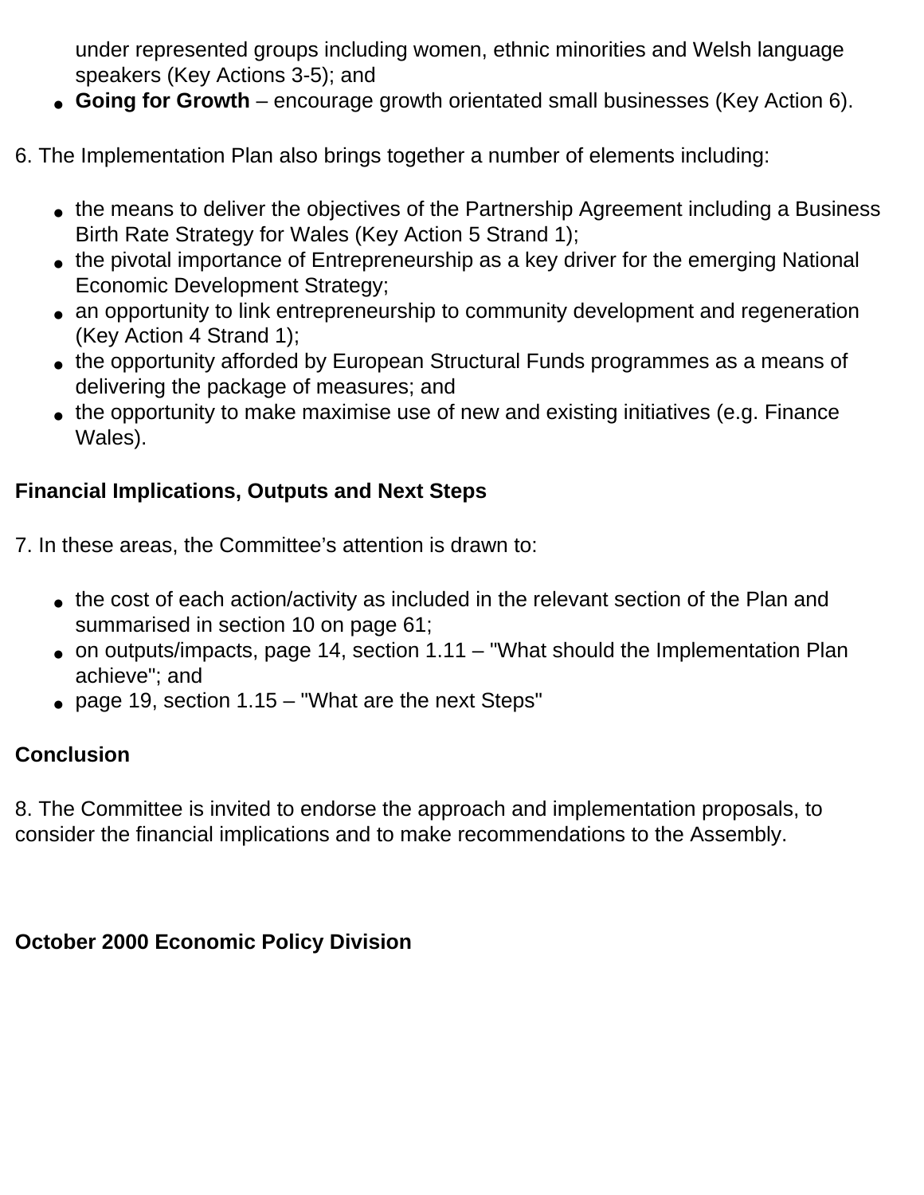under represented groups including women, ethnic minorities and Welsh language speakers (Key Actions 3-5); and
- **Going for Growth** – encourage growth orientated small businesses (Key Action 6).

6. The Implementation Plan also brings together a number of elements including:

- the means to deliver the objectives of the Partnership Agreement including a Business Birth Rate Strategy for Wales (Key Action 5 Strand 1);
- the pivotal importance of Entrepreneurship as a key driver for the emerging National Economic Development Strategy;
- an opportunity to link entrepreneurship to community development and regeneration (Key Action 4 Strand 1);
- the opportunity afforded by European Structural Funds programmes as a means of delivering the package of measures; and
- the opportunity to make maximise use of new and existing initiatives (e.g. Finance Wales).

**Financial Implications, Outputs and Next Steps**

7. In these areas, the Committee's attention is drawn to:

- the cost of each action/activity as included in the relevant section of the Plan and summarised in section 10 on page 61;
- on outputs/impacts, page 14, section 1.11 – "What should the Implementation Plan achieve"; and
- page 19, section 1.15 – "What are the next Steps"

**Conclusion**

8. The Committee is invited to endorse the approach and implementation proposals, to consider the financial implications and to make recommendations to the Assembly.

**October 2000 Economic Policy Division**